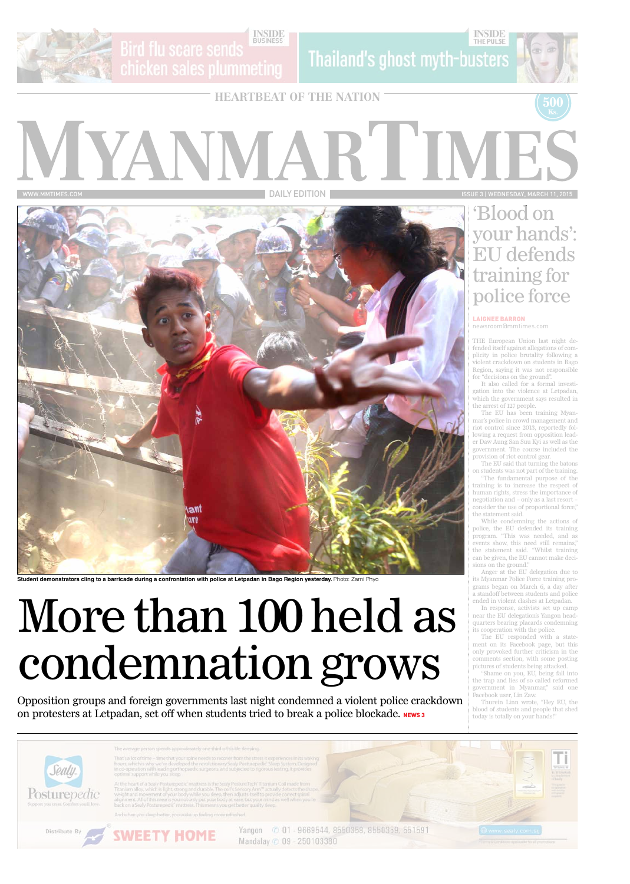INSIDE BUSINESS — Bird flu scare sends chicken sales plummeting

INSIDE THE PULSE — Thailand's ghost myth-busters

HEARTBEAT OF THE NATION

# MYANMAR TIMES

500 Ks.

WWW.MMTIMES.COM | DAILY EDITION | ISSUE 3 | WEDNESDAY, MARCH 11, 2015

**Student demonstrators cling to a barricade during a confrontation with police at Letpadan in Bago Region yesterday.** Photo: Zarni Phyo

# More than 100 held as condemnation grows

Opposition groups and foreign governments last night condemned a violent police crackdown on protesters at Letpadan, set off when students tried to break a police blockade. **NEWS 3**

## 'Blood on your hands': EU defends training for police force

**LAIGNEE BARRON**
newsroom@mmtimes.com

THE European Union last night defended itself against allegations of complicity in police brutality following a violent crackdown on students in Bago Region, saying it was not responsible for "decisions on the ground".

It also called for a formal investigation into the violence at Letpadan, which the government says resulted in the arrest of 127 people.

The EU has been training Myanmar's police in crowd management and riot control since 2013, reportedly following a request from opposition leader Daw Aung San Suu Kyi as well as the government. The course included the provision of riot control gear.

The EU said that turning the batons on students was not part of the training.

"The fundamental purpose of the training is to increase the respect of human rights, stress the importance of negotiation and - only as a last resort - consider the use of proportional force," the statement said.

While condemning the actions of police, the EU defended its training program. "This was needed, and as events show, this need still remains," the statement said. "Whilst training can be given, the EU cannot make decisions on the ground."

Anger at the EU delegation due to its Myanmar Police Force training programs began on March 6, a day after a standoff between students and police ended in violent clashes at Letpadan.

In response, activists set up camp near the EU delegation's Yangon headquarters bearing placards condemning its cooperation with the police.

The EU responded with a statement on its Facebook page, but this only provoked further criticism in the comments section, with some posting pictures of students being attacked.

"Shame on you, EU, being fall into the trap and lies of so called reformed government in Myanmar," said one Facebook user, Lin Zaw.

Thurein Linn wrote, "Hey EU, the blood of students and people that shed today is totally on your hands!"

---

Sealy Posturepedic — Support you trust. Comfort you'll love.

The average person spends approximately one third of his life sleeping.

That's a lot of time – time that your spine needs to recover from the stress it experiences in its waking hours, which is why we've developed the revolutionary Sealy Posturepedic Sleep System. Designed in co-operation with leading orthopaedic surgeons and subjected to rigorous testing, it provides optimal support while you sleep.

At the heart of a Sealy Posturepedic mattress is the Sealy PostureTech Titanium Coil made from Titanium alloy, which is light, strong and durable. The coil's Sensory Arm™ actually detects the shape, weight and movement of your body while you sleep, then adjusts itself to provide correct spinal alignment. All of this means you not only put your body at ease, but your mind as well when you lie back on a Sealy Posturepedic mattress. This means you get better quality sleep.

And when you sleep better, you wake up feeling more refreshed.

Distribute By SWEETY HOME — Yangon 01 - 9669544, 8550358, 8550359, 551591 — Mandalay 09 - 250103380

www.sealy.com.sg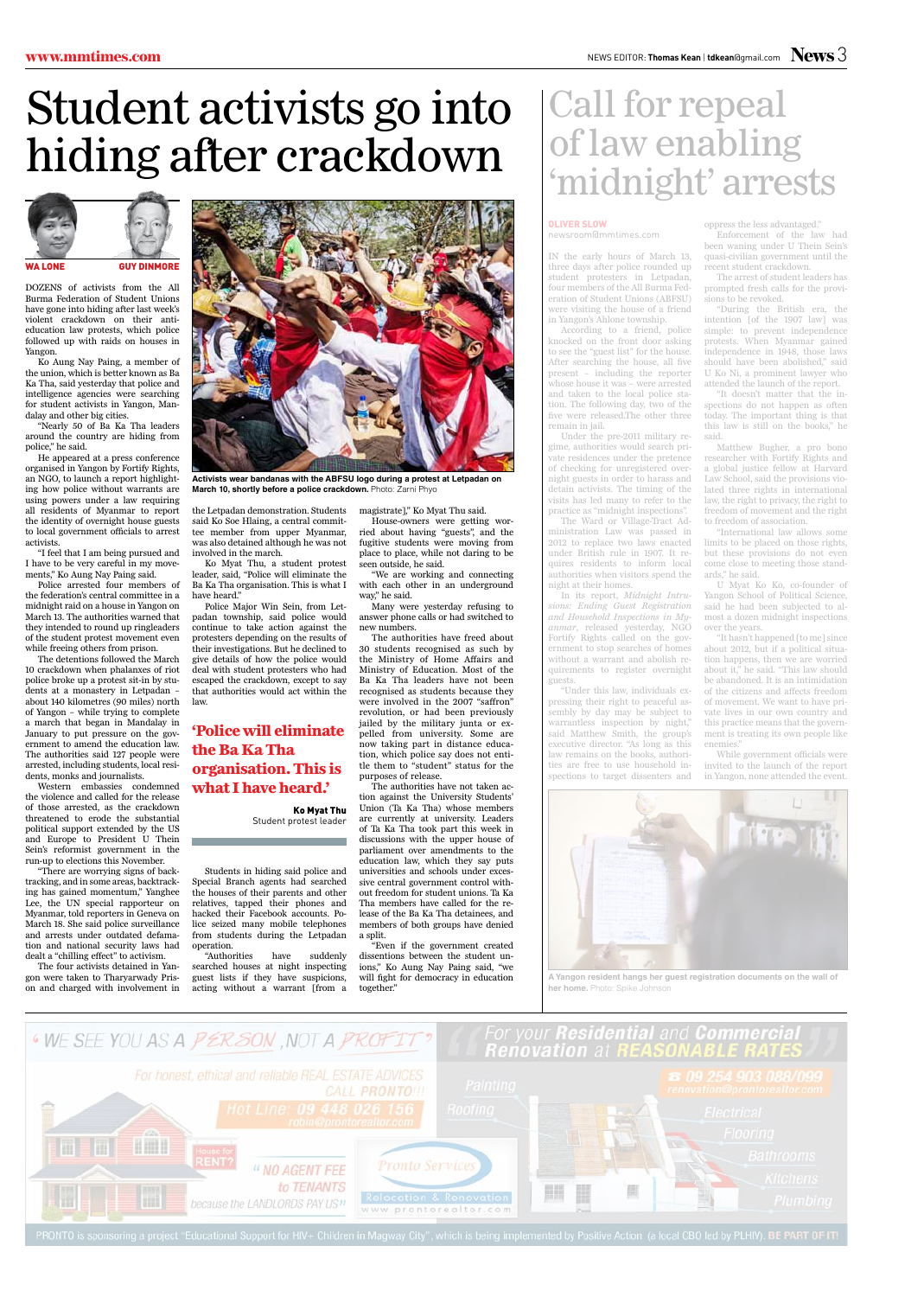# Student activists go into hiding after crackdown

**WA LONE** **GUY DINMORE**

DOZENS of activists from the All Burma Federation of Student Unions have gone into hiding after last week's violent crackdown on their anti-education law protests, which police followed up with raids on houses in Yangon.

Ko Aung Nay Paing, a member of the union, which is better known as Ba Ka Tha, said yesterday that police and intelligence agencies were searching for student activists in Yangon, Mandalay and other big cities.

"Nearly 50 of Ba Ka Tha leaders around the country are hiding from police," he said.

He appeared at a press conference organised in Yangon by Fortify Rights, an NGO, to launch a report highlighting how police without warrants are using powers under a law requiring all residents of Myanmar to report the identity of overnight house guests to local government officials to arrest activists.

"I feel that I am being pursued and I have to be very careful in my movements," Ko Aung Nay Paing said.

Police arrested four members of the federation's central committee in a midnight raid on a house in Yangon on March 13. The authorities warned that they intended to round up ringleaders of the student protest movement even while freeing others from prison.

The detentions followed the March 10 crackdown when phalanxes of riot police broke up a protest sit-in by students at a monastery in Letpadan – about 140 kilometres (90 miles) north of Yangon – while trying to complete a march that began in Mandalay in January to put pressure on the government to amend the education law. The authorities said 127 people were arrested, including students, local residents, monks and journalists.

Western embassies condemned the violence and called for the release of those arrested, as the crackdown threatened to erode the substantial political support extended by the US and Europe to President U Thein Sein's reformist government in the run-up to elections this November.

"There are worrying signs of backtracking, and in some areas, backtracking has gained momentum," Yanghee Lee, the UN special rapporteur on Myanmar, told reporters in Geneva on March 18. She said police surveillance and arrests under outdated defamation and national security laws had dealt a "chilling effect" to activism.

The four activists detained in Yangon were taken to Tharyarwady Prison and charged with involvement in the Letpadan demonstration. Students said Ko Soe Hlaing, a central committee member from upper Myanmar, was also detained although he was not involved in the march.

Ko Myat Thu, a student protest leader, said, "Police will eliminate the Ba Ka Tha organisation. This is what I have heard."

Police Major Win Sein, from Letpadan township, said police would continue to take action against the protesters depending on the results of their investigations. But he declined to give details of how the police would deal with student protesters who had escaped the crackdown, except to say that authorities would act within the law.

Activists wear bandanas with the ABFSU logo during a protest at Letpadan on March 10, shortly before a police crackdown. Photo: Zarni Phyo

> **'Police will eliminate the Ba Ka Tha organisation. This is what I have heard.'**
>
> **Ko Myat Thu**
> Student protest leader

Students in hiding said police and Special Branch agents had searched the houses of their parents and other relatives, tapped their phones and hacked their Facebook accounts. Police seized many mobile telephones from students during the Letpadan operation.

"Authorities have suddenly searched houses at night inspecting guest lists if they have suspicions, acting without a warrant [from a magistrate]," Ko Myat Thu said.

House-owners were getting worried about having "guests", and the fugitive students were moving from place to place, while not daring to be seen outside, he said.

"We are working and connecting with each other in an underground way," he said.

Many were yesterday refusing to answer phone calls or had switched to new numbers.

The authorities have freed about 30 students recognised as such by the Ministry of Home Affairs and Ministry of Education. Most of the Ba Ka Tha leaders have not been recognised as students because they were involved in the 2007 "saffron" revolution, or had been previously jailed by the military junta or expelled from university. Some are now taking part in distance education, which police say does not entitle them to "student" status for the purposes of release.

The authorities have not taken action against the University Students' Union (Ta Ka Tha) whose members are currently at university. Leaders of Ta Ka Tha took part this week in discussions with the upper house of parliament over amendments to the education law, which they say puts universities and schools under excessive central government control without freedom for student unions. Ta Ka Tha members have called for the release of the Ba Ka Tha detainees, and members of both groups have denied a split.

"Even if the government created dissentions between the student unions," Ko Aung Nay Paing said, "we will fight for democracy in education together."

# Call for repeal of law enabling 'midnight' arrests

**OLIVER SLOW**
newsroom@mmtimes.com

IN the early hours of March 13, three days after police rounded up student protesters in Letpadan, four members of the All Burma Federation of Student Unions (ABFSU) were visiting the house of a friend in Yangon's Ahlone township.

According to a friend, police knocked on the front door asking to see the "guest list" for the house. After searching the house, all five present – including the reporter whose house it was – were arrested and taken to the local police station. The following day, two of the five were released.The other three remain in jail.

Under the pre-2011 military regime, authorities would search private residences under the pretence of checking for unregistered overnight guests in order to harass and detain activists. The timing of the visits has led many to refer to the practice as "midnight inspections".

The Ward or Village-Tract Administration Law was passed in 2012 to replace two laws enacted under British rule in 1907. It requires residents to inform local authorities when visitors spend the night at their homes.

In its report, *Midnight Intrusions: Ending Guest Registration and Household Inspections in Myanmar*, released yesterday, NGO Fortify Rights called on the government to stop searches of homes without a warrant and abolish requirements to register overnight guests.

"Under this law, individuals expressing their right to peaceful assembly by day may be subject to warrantless inspection by night," said Matthew Smith, the group's executive director. "As long as this law remains on the books, authorities are free to use household inspections to target dissenters and oppress the less advantaged."

Enforcement of the law had been waning under U Thein Sein's quasi-civilian government until the recent student crackdown.

The arrest of student leaders has prompted fresh calls for the provisions to be revoked.

"During the British era, the intention [of the 1907 law] was simple: to prevent independence protests. When Myanmar gained independence in 1948, those laws should have been abolished," said U Ko Ni, a prominent lawyer who attended the launch of the report.

"It doesn't matter that the inspections do not happen as often today. The important thing is that this law is still on the books," he said.

Matthew Bugher, a pro bono researcher with Fortify Rights and a global justice fellow at Harvard Law School, said the provisions violated three rights in international law, the right to privacy, the right to freedom of movement and the right to freedom of association.

"International law allows some limits to be placed on those rights, but these provisions do not even come close to meeting those standards," he said.

U Myat Ko Ko, co-founder of Yangon School of Political Science, said he had been subjected to almost a dozen midnight inspections over the years.

"It hasn't happened [to me] since about 2012, but if a political situation happens, then we are worried about it," he said. "This law should be abandoned. It is an intimidation of the citizens and affects freedom of movement. We want to have private lives in our own country and this practice means that the government is treating its own people like enemies."

While government officials were invited to the launch of the report in Yangon, none attended the event.

A Yangon resident hangs her guest registration documents on the wall of her home. Photo: Spike Johnson

---

'WE SEE YOU AS A PERSON, NOT A PROFIT'

For honest, ethical and reliable REAL ESTATE ADVICES CALL PRONTO!!! Hot Line: 09 448 026 156 robin@prontorealtor.com

House for RENT? "NO AGENT FEE to TENANTS because the LANDLORDS PAY US"

For your Residential and Commercial Renovation at REASONABLE RATES ☎ 09 254 903 088/099 renovation@prontorealtor.com

Painting Roofing Electrical Flooring Bathrooms Kitchens Plumbing

Pronto Services Relocation & Renovation www.prontorealtor.com

PRONTO is sponsoring a project "Educational Support for HIV+ Children in Magway City", which is being implemented by Positive Action (a local CBO led by PLHIV). BE PART OF IT!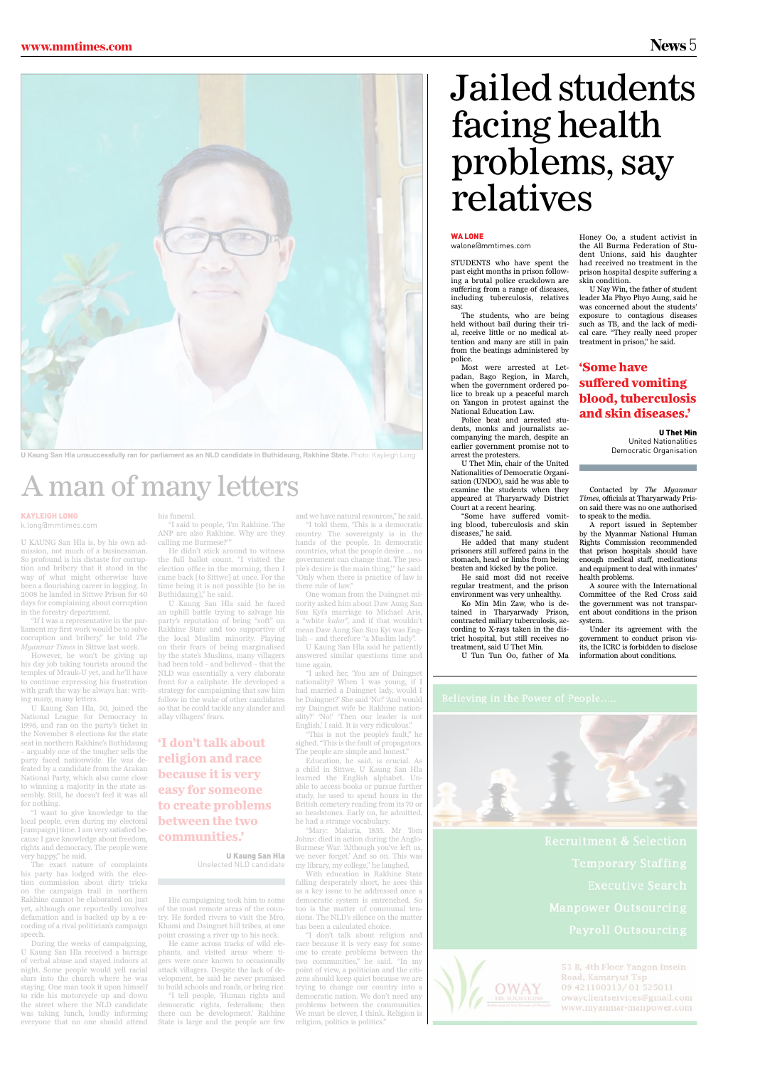# A man of many letters

**KAYLEIGH LONG**
k.long@mmtimes.com

U KAUNG San Hla is, by his own admission, not much of a businessman. So profound is his distaste for corruption and bribery that it stood in the way of what might otherwise have been a flourishing career in logging. In 2008 he landed in Sittwe Prison for 40 days for complaining about corruption in the forestry department.

"If I was a representative in the parliament my first work would be to solve corruption and bribery," he told *The Myanmar Times* in Sittwe last week.

However, he won't be giving up his day job taking tourists around the temples of Mrauk-U yet, and he'll have to continue expressing his frustration with graft the way he always has: writing many, many letters.

U Kaung San Hla, 50, joined the National League for Democracy in 1996, and ran on the party's ticket in the November 8 elections for the state seat in northern Rakhine's Buthidaung – arguably one of the tougher sells the party faced nationwide. He was defeated by a candidate from the Arakan National Party, which also came close to winning a majority in the state assembly. Still, he doesn't feel it was all for nothing.

"I want to give knowledge to the local people, even during my electoral [campaign] time. I am very satisfied because I gave knowledge about freedom, rights and democracy. The people were very happy," he said.

The exact nature of complaints his party has lodged with the election commission about dirty tricks on the campaign trail in northern Rakhine cannot be elaborated on just yet, although one reportedly involves defamation and is backed up by a recording of a rival politician's campaign speech.

During the weeks of campaigning, U Kaung San Hla received a barrage of verbal abuse and stayed indoors at night. Some people would yell racial slurs into the church where he was staying. One man took it upon himself to ride his motorcycle up and down the street where the NLD candidate was taking lunch, loudly informing everyone that no one should attend his funeral.

"I said to people, 'I'm Rakhine. The ANP are also Rakhine. Why are they calling me Burmese?'"

He didn't stick around to witness the full ballot count. "I visited the election office in the morning, then I came back [to Sittwe] at once. For the time being it is not possible [to be in Buthidaung]," he said.

U Kaung San Hla said he faced an uphill battle trying to salvage his party's reputation of being "soft" on Rakhine State and too supportive of the local Muslim minority. Playing on their fears of being marginalised by the state's Muslims, many villagers had been told – and believed – that the NLD was essentially a very elaborate front for a caliphate. He developed a strategy for campaigning that saw him follow in the wake of other candidates so that he could tackle any slander and allay villagers' fears.

> **'I don't talk about religion and race because it is very easy for someone to create problems between the two communities.'**
>
> **U Kaung San Hla**
> Unelected NLD candidate

His campaigning took him to some of the most remote areas of the country. He forded rivers to visit the Mro, Khami and Daingnet hill tribes, at one point crossing a river up to his neck.

He came across tracks of wild elephants, and visited areas where tigers were once known to occasionally attack villagers. Despite the lack of development, he said he never promised to build schools and roads, or bring rice.

"I tell people, 'Human rights and democratic rights, federalism; then there can be development.' Rakhine State is large and the people are few and we have natural resources," he said.

"I told them, 'This is a democratic country. The sovereignty is in the hands of the people. In democratic countries, what the people desire ... no government can change that. The people's desire is the main thing,'" he said. "Only when there is practice of law is there rule of law."

One woman from the Daingnet minority asked him about Daw Aung San Suu Kyi's marriage to Michael Aris, a "white *kalar*", and if that wouldn't mean Daw Aung San Suu Kyi was English – and therefore "a Muslim lady".

U Kaung San Hla said he patiently answered similar questions time and time again.

"I asked her, 'You are of Daingnet nationality? When I was young, if I had married a Daingnet lady, would I be Daingnet?' She said 'No!' 'And would my Daingnet wife be Rakhine nationality?' 'No!' 'Then our leader is not English,' I said. It is very ridiculous."

"This is not the people's fault," he sighed. "This is the fault of propagators. The people are simple and honest."

Education, he said, is crucial. As a child in Sittwe, U Kaung San Hla learned the English alphabet. Unable to access books or pursue further study, he used to spend hours in the British cemetery reading from its 70 or so headstones. Early on, he admitted, he had a strange vocabulary.

"Mary: Malaria, 1835. Mr Tom Johns: died in action during the Anglo-Burmese War. 'Although you've left us, we never forget.' And so on. This was my library, my college," he laughed.

With education in Rakhine State falling desperately short, he sees this as a key issue to be addressed once a democratic system is entrenched. So too is the matter of communal tensions. The NLD's silence on the matter has been a calculated choice.

"I don't talk about religion and race because it is very easy for someone to create problems between the two communities," he said. "In my point of view, a politician and the citizens should keep quiet because we are trying to change our country into a democratic nation. We don't need any problems between the communities. We must be clever, I think. Religion is religion, politics is politics."

U Kaung San Hla unsuccessfully ran for parliament as an NLD candidate in Buthidaung, Rakhine State. Photo: Kayleigh Long

# Jailed students facing health problems, say relatives

**WA LONE**
walone@mmtimes.com

STUDENTS who have spent the past eight months in prison following a brutal police crackdown are suffering from a range of diseases, including tuberculosis, relatives say.

The students, who are being held without bail during their trial, receive little or no medical attention and many are still in pain from the beatings administered by police.

Most were arrested at Letpadan, Bago Region, in March, when the government ordered police to break up a peaceful march on Yangon in protest against the National Education Law.

Police beat and arrested students, monks and journalists accompanying the march, despite an earlier government promise not to arrest the protesters.

U Thet Min, chair of the United Nationalities of Democratic Organisation (UNDO), said he was able to examine the students when they appeared at Tharyarwady District Court at a recent hearing.

"Some have suffered vomiting blood, tuberculosis and skin diseases," he said.

He added that many student prisoners still suffered pains in the stomach, head or limbs from being beaten and kicked by the police.

He said most did not receive regular treatment, and the prison environment was very unhealthy.

Ko Min Min Zaw, who is detained in Tharyarwady Prison, contracted miliary tuberculosis, according to X-rays taken in the district hospital, but still receives no treatment, said U Thet Min.

U Tun Tun Oo, father of Ma Honey Oo, a student activist in the All Burma Federation of Student Unions, said his daughter had received no treatment in the prison hospital despite suffering a skin condition.

U Nay Win, the father of student leader Ma Phyo Phyo Aung, said he was concerned about the students' exposure to contagious diseases such as TB, and the lack of medical care. "They really need proper treatment in prison," he said.

> **'Some have suffered vomiting blood, tuberculosis and skin diseases.'**
>
> **U Thet Min**
> United Nationalities Democratic Organisation

Contacted by *The Myanmar Times*, officials at Tharyarwady Prison said there was no one authorised to speak to the media.

A report issued in September by the Myanmar National Human Rights Commission recommended that prison hospitals should have enough medical staff, medications and equipment to deal with inmates' health problems.

A source with the International Committee of the Red Cross said the government was not transparent about conditions in the prison system.

Under its agreement with the government to conduct prison visits, the ICRC is forbidden to disclose information about conditions.

Believing in the Power of People.....

Recruitment & Selection
Temporary Staffing
Executive Search
Manpower Outsourcing
Payroll Outsourcing

OWAY HR SOLUTIONS
53 B, 4th Floor Yangon Insein Road, Kamaryut Tsp
09 421100313/ 01 525011
owayclientservices@gmail.com
www.myanmar-manpower.com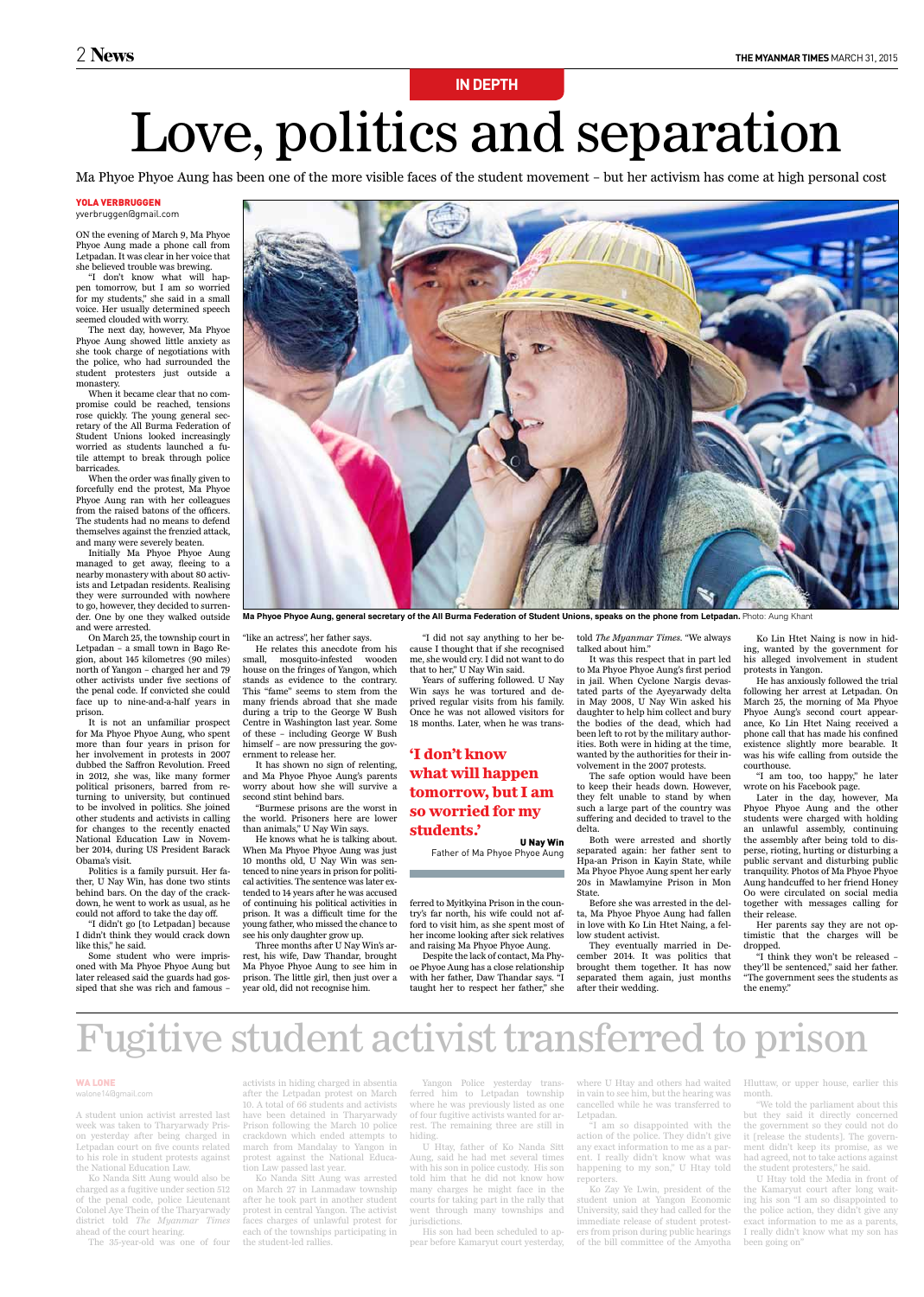IN DEPTH

# Love, politics and separation

Ma Phyoe Phyoe Aung has been one of the more visible faces of the student movement – but her activism has come at high personal cost

**YOLA VERBRUGGEN**
yverbruggen@gmail.com

ON the evening of March 9, Ma Phyoe Phyoe Aung made a phone call from Letpadan. It was clear in her voice that she believed trouble was brewing.

"I don't know what will happen tomorrow, but I am so worried for my students," she said in a small voice. Her usually determined speech seemed clouded with worry.

The next day, however, Ma Phyoe Phyoe Aung showed little anxiety as she took charge of negotiations with the police, who had surrounded the student protesters just outside a monastery.

When it became clear that no compromise could be reached, tensions rose quickly. The young general secretary of the All Burma Federation of Student Unions looked increasingly worried as students launched a futile attempt to break through police barricades.

When the order was finally given to forcefully end the protest, Ma Phyoe Phyoe Aung ran with her colleagues from the raised batons of the officers. The students had no means to defend themselves against the frenzied attack, and many were severely beaten.

Initially Ma Phyoe Phyoe Aung managed to get away, fleeing to a nearby monastery with about 80 activists and Letpadan residents. Realising they were surrounded with nowhere to go, however, they decided to surrender. One by one they walked outside and were arrested.

On March 25, the township court in Letpadan – a small town in Bago Region, about 145 kilometres (90 miles) north of Yangon – charged her and 79 other activists under five sections of the penal code. If convicted she could face up to nine-and-a-half years in prison.

It is not an unfamiliar prospect for Ma Phyoe Phyoe Aung, who spent more than four years in prison for her involvement in protests in 2007 dubbed the Saffron Revolution. Freed in 2012, she was, like many former political prisoners, barred from returning to university, but continued to be involved in politics. She joined other students and activists in calling for changes to the recently enacted National Education Law in November 2014, during US President Barack Obama's visit.

Politics is a family pursuit. Her father, U Nay Win, has done two stints behind bars. On the day of the crackdown, he went to work as usual, as he could not afford to take the day off.

"I didn't go [to Letpadan] because I didn't think they would crack down like this," he said.

Some student who were imprisoned with Ma Phyoe Phyoe Aung but later released said the guards had gossiped that she was rich and famous – "like an actress", her father says.

He relates this anecdote from his small, mosquito-infested wooden house on the fringes of Yangon, which stands as evidence to the contrary. This "fame" seems to stem from the many friends abroad that she made during a trip to the George W Bush Centre in Washington last year. Some of these – including George W Bush himself – are now pressuring the government to release her.

It has shown no sign of relenting, and Ma Phyoe Phyoe Aung's parents worry about how she will survive a second stint behind bars.

"Burmese prisons are the worst in the world. Prisoners here are lower than animals," U Nay Win says.

He knows what he is talking about. When Ma Phyoe Phyoe Aung was just 10 months old, U Nay Win was sentenced to nine years in prison for political activities. The sentence was later extended to 14 years after he was accused of continuing his political activities in prison. It was a difficult time for the young father, who missed the chance to see his only daughter grow up.

Three months after U Nay Win's arrest, his wife, Daw Thandar, brought Ma Phyoe Phyoe Aung to see him in prison. The little girl, then just over a year old, did not recognise him.

"I did not say anything to her because I thought that if she recognised me, she would cry. I did not want to do that to her," U Nay Win said.

Years of suffering followed. U Nay Win says he was tortured and deprived regular visits from his family. Once he was not allowed visitors for 18 months. Later, when he was transferred to Myitkyina Prison in the country's far north, his wife could not afford to visit him, as she spent most of her income looking after sick relatives and raising Ma Phyoe Phyoe Aung.

> **'I don't know what will happen tomorrow, but I am so worried for my students.'**
>
> **U Nay Win**
> Father of Ma Phyoe Phyoe Aung

Despite the lack of contact, Ma Phyoe Phyoe Aung has a close relationship with her father, Daw Thandar says. "I taught her to respect her father," she told *The Myanmar Times*. "We always talked about him."

It was this respect that in part led to Ma Phyoe Phyoe Aung's first period in jail. When Cyclone Nargis devastated parts of the Ayeyarwady delta in May 2008, U Nay Win asked his daughter to help him collect and bury the bodies of the dead, which had been left to rot by the military authorities. Both were in hiding at the time, wanted by the authorities for their involvement in the 2007 protests.

The safe option would have been to keep their heads down. However, they felt unable to stand by when such a large part of the country was suffering and decided to travel to the delta.

Both were arrested and shortly separated again: her father sent to Hpa-an Prison in Kayin State, while Ma Phyoe Phyoe Aung spent her early 20s in Mawlamyine Prison in Mon State.

Before she was arrested in the delta, Ma Phyoe Phyoe Aung had fallen in love with Ko Lin Htet Naing, a fellow student activist.

They eventually married in December 2014. It was politics that brought them together. It has now separated them again, just months after their wedding.

Ko Lin Htet Naing is now in hiding, wanted by the government for his alleged involvement in student protests in Yangon.

He has anxiously followed the trial following her arrest at Letpadan. On March 25, the morning of Ma Phyoe Phyoe Aung's second court appearance, Ko Lin Htet Naing received a phone call that has made his confined existence slightly more bearable. It was his wife calling from outside the courthouse.

"I am too, too happy," he later wrote on his Facebook page.

Later in the day, however, Ma Phyoe Phyoe Aung and the other students were charged with holding an unlawful assembly, continuing the assembly after being told to disperse, rioting, hurting or disturbing a public servant and disturbing public tranquility. Photos of Ma Phyoe Phyoe Aung handcuffed to her friend Honey Oo were circulated on social media together with messages calling for their release.

Her parents say they are not optimistic that the charges will be dropped.

"I think they won't be released – they'll be sentenced," said her father. "The government sees the students as the enemy."

Ma Phyoe Phyoe Aung, general secretary of the All Burma Federation of Student Unions, speaks on the phone from Letpadan. Photo: Aung Khant

# Fugitive student activist transferred to prison

**WA LONE**
walone14@gmail.com

A student union activist arrested last week was taken to Tharyarwady Prison on yesterday after being charged in Letpadan court on five counts related to his role in student protests against the National Education Law.

Ko Nanda Sitt Aung would also be charged as a fugitive under section 512 of the penal code, police Lieutenant Colonel Aye Thein of the Tharyarwady district told *The Myanmar Times* ahead of the court hearing.

The 35-year-old was one of four activists in hiding charged in absentia after the Letpadan protest on March 10. A total of 66 students and activists have been detained in Tharyarwady Prison following the March 10 police crackdown which ended attempts to march from Mandalay to Yangon in protest against the National Education Law passed last year.

Ko Nanda Sitt Aung was arrested on March 27 in Lanmadaw township after he took part in another student protest in central Yangon. The activist faces charges of unlawful protest for each of the townships participating in the student-led rallies.

Yangon Police yesterday transferred him to Letpadan township where he was previously listed as one of four fugitive activists wanted for arrest. The remaining three are still in hiding.

U Htay, father of Ko Nanda Sitt Aung, said he had met several times with his son in police custody. His son told him that he did not know how many charges he might face in the courts for taking part in the rally that went through many townships and jurisdictions.

His son had been scheduled to appear before Kamaryut court yesterday, where U Htay and others had waited in vain to see him, but the hearing was cancelled while he was transferred to Letpadan.

"I am so disappointed with the action of the police. They didn't give any exact information to me as a parent. I really didn't know what was happening to my son," U Htay told reporters.

Ko Zay Ye Lwin, president of the student union at Yangon Economic University, said they had called for the immediate release of student protesters from prison during public hearings of the bill committee of the Amyotha Hluttaw, or upper house, earlier this month.

"We told the parliament about this but they said it directly concerned the government so they could not do it [release the students]. The government didn't keep its promise, as we had agreed, not to take actions against the student protesters," he said.

U Htay told the Media in front of the Kamaryut court after long waiting his son "I am so disappointed to the police action, they didn't give any exact information to me as a parents, I really didn't know what my son has been going on"